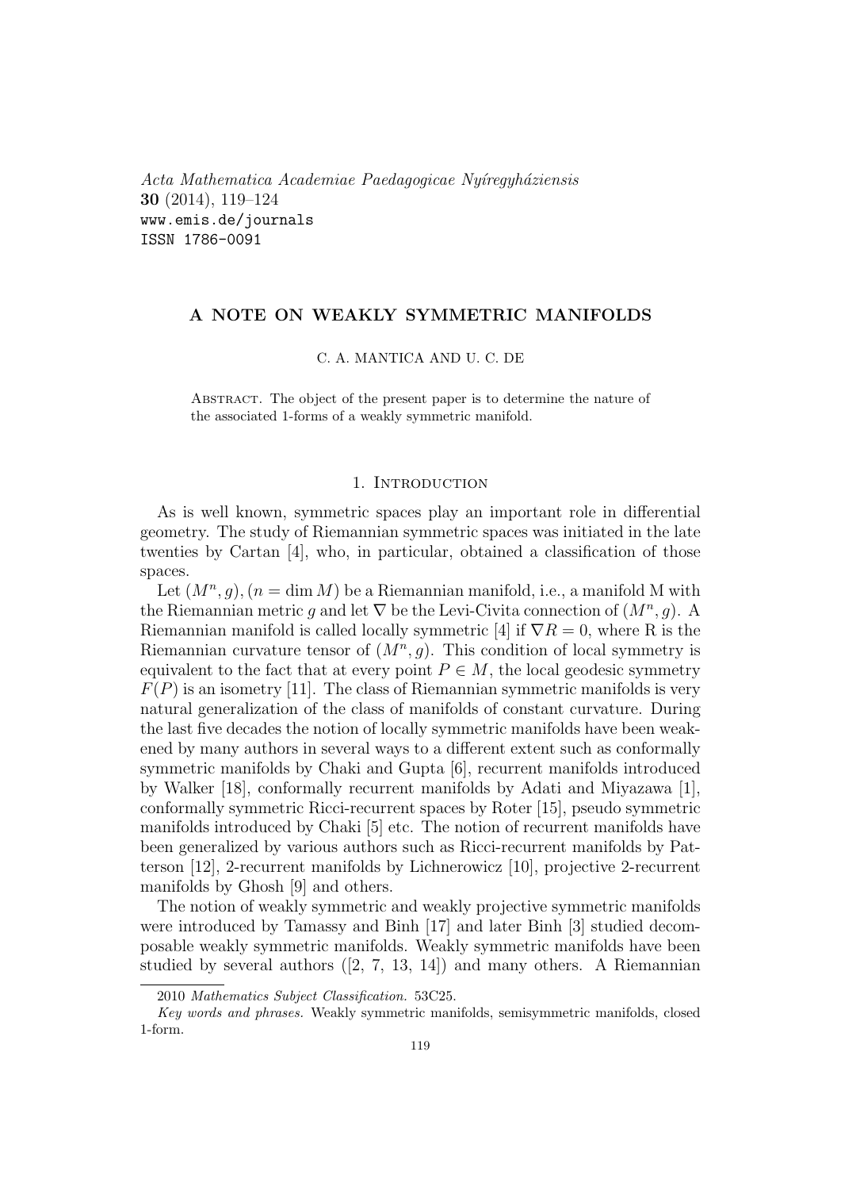*Acta Mathematica Academiae Paedagogicae Nyíregyháziensis*
**30** (2014), 119–124
www.emis.de/journals
ISSN 1786-0091

# A NOTE ON WEAKLY SYMMETRIC MANIFOLDS

C. A. MANTICA AND U. C. DE

Abstract. The object of the present paper is to determine the nature of the associated 1-forms of a weakly symmetric manifold.

## 1. Introduction

As is well known, symmetric spaces play an important role in differential geometry. The study of Riemannian symmetric spaces was initiated in the late twenties by Cartan [4], who, in particular, obtained a classification of those spaces.

Let $(M^n, g), (n = \dim M)$ be a Riemannian manifold, i.e., a manifold M with the Riemannian metric $g$ and let $\nabla$ be the Levi-Civita connection of $(M^n, g)$. A Riemannian manifold is called locally symmetric [4] if $\nabla R = 0$, where R is the Riemannian curvature tensor of $(M^n, g)$. This condition of local symmetry is equivalent to the fact that at every point $P \in M$, the local geodesic symmetry $F(P)$ is an isometry [11]. The class of Riemannian symmetric manifolds is very natural generalization of the class of manifolds of constant curvature. During the last five decades the notion of locally symmetric manifolds have been weakened by many authors in several ways to a different extent such as conformally symmetric manifolds by Chaki and Gupta [6], recurrent manifolds introduced by Walker [18], conformally recurrent manifolds by Adati and Miyazawa [1], conformally symmetric Ricci-recurrent spaces by Roter [15], pseudo symmetric manifolds introduced by Chaki [5] etc. The notion of recurrent manifolds have been generalized by various authors such as Ricci-recurrent manifolds by Patterson [12], 2-recurrent manifolds by Lichnerowicz [10], projective 2-recurrent manifolds by Ghosh [9] and others.

The notion of weakly symmetric and weakly projective symmetric manifolds were introduced by Tamassy and Binh [17] and later Binh [3] studied decomposable weakly symmetric manifolds. Weakly symmetric manifolds have been studied by several authors ([2, 7, 13, 14]) and many others. A Riemannian

---

2010 *Mathematics Subject Classification.* 53C25.

*Key words and phrases.* Weakly symmetric manifolds, semisymmetric manifolds, closed 1-form.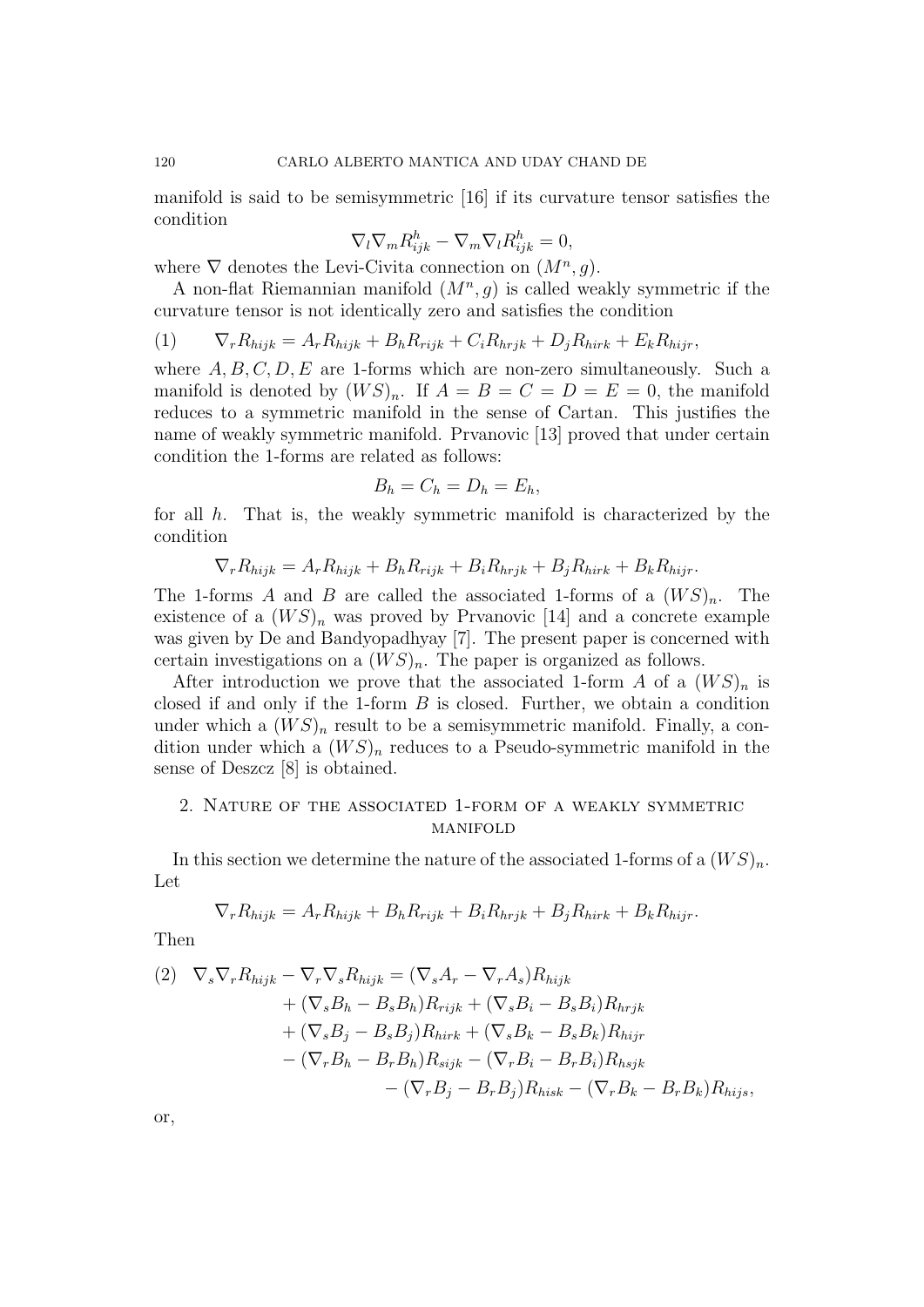manifold is said to be semisymmetric [16] if its curvature tensor satisfies the condition

$$\nabla_l \nabla_m R^h_{ijk} - \nabla_m \nabla_l R^h_{ijk} = 0,$$

where $\nabla$ denotes the Levi-Civita connection on $(M^n, g)$.

A non-flat Riemannian manifold $(M^n, g)$ is called weakly symmetric if the curvature tensor is not identically zero and satisfies the condition

$$(1) \qquad \nabla_r R_{hijk} = A_r R_{hijk} + B_h R_{rijk} + C_i R_{hrjk} + D_j R_{hirk} + E_k R_{hijr},$$

where $A, B, C, D, E$ are 1-forms which are non-zero simultaneously. Such a manifold is denoted by $(WS)_n$. If $A = B = C = D = E = 0$, the manifold reduces to a symmetric manifold in the sense of Cartan. This justifies the name of weakly symmetric manifold. Prvanovic [13] proved that under certain condition the 1-forms are related as follows:

$$B_h = C_h = D_h = E_h,$$

for all $h$. That is, the weakly symmetric manifold is characterized by the condition

$$\nabla_r R_{hijk} = A_r R_{hijk} + B_h R_{rijk} + B_i R_{hrjk} + B_j R_{hirk} + B_k R_{hijr}.$$

The 1-forms $A$ and $B$ are called the associated 1-forms of a $(WS)_n$. The existence of a $(WS)_n$ was proved by Prvanovic [14] and a concrete example was given by De and Bandyopadhyay [7]. The present paper is concerned with certain investigations on a $(WS)_n$. The paper is organized as follows.

After introduction we prove that the associated 1-form $A$ of a $(WS)_n$ is closed if and only if the 1-form $B$ is closed. Further, we obtain a condition under which a $(WS)_n$ result to be a semisymmetric manifold. Finally, a condition under which a $(WS)_n$ reduces to a Pseudo-symmetric manifold in the sense of Deszcz [8] is obtained.

## 2. Nature of the associated 1-form of a weakly symmetric manifold

In this section we determine the nature of the associated 1-forms of a $(WS)_n$. Let

$$\nabla_r R_{hijk} = A_r R_{hijk} + B_h R_{rijk} + B_i R_{hrjk} + B_j R_{hirk} + B_k R_{hijr}.$$

Then

$$
\begin{aligned}
(2) \quad \nabla_s \nabla_r R_{hijk} - \nabla_r \nabla_s R_{hijk} &= (\nabla_s A_r - \nabla_r A_s) R_{hijk} \\
&+ (\nabla_s B_h - B_s B_h) R_{rijk} + (\nabla_s B_i - B_s B_i) R_{hrjk} \\
&+ (\nabla_s B_j - B_s B_j) R_{hirk} + (\nabla_s B_k - B_s B_k) R_{hijr} \\
&- (\nabla_r B_h - B_r B_h) R_{sijk} - (\nabla_r B_i - B_r B_i) R_{hsjk} \\
&\quad - (\nabla_r B_j - B_r B_j) R_{hisk} - (\nabla_r B_k - B_r B_k) R_{hijs},
\end{aligned}
$$

or,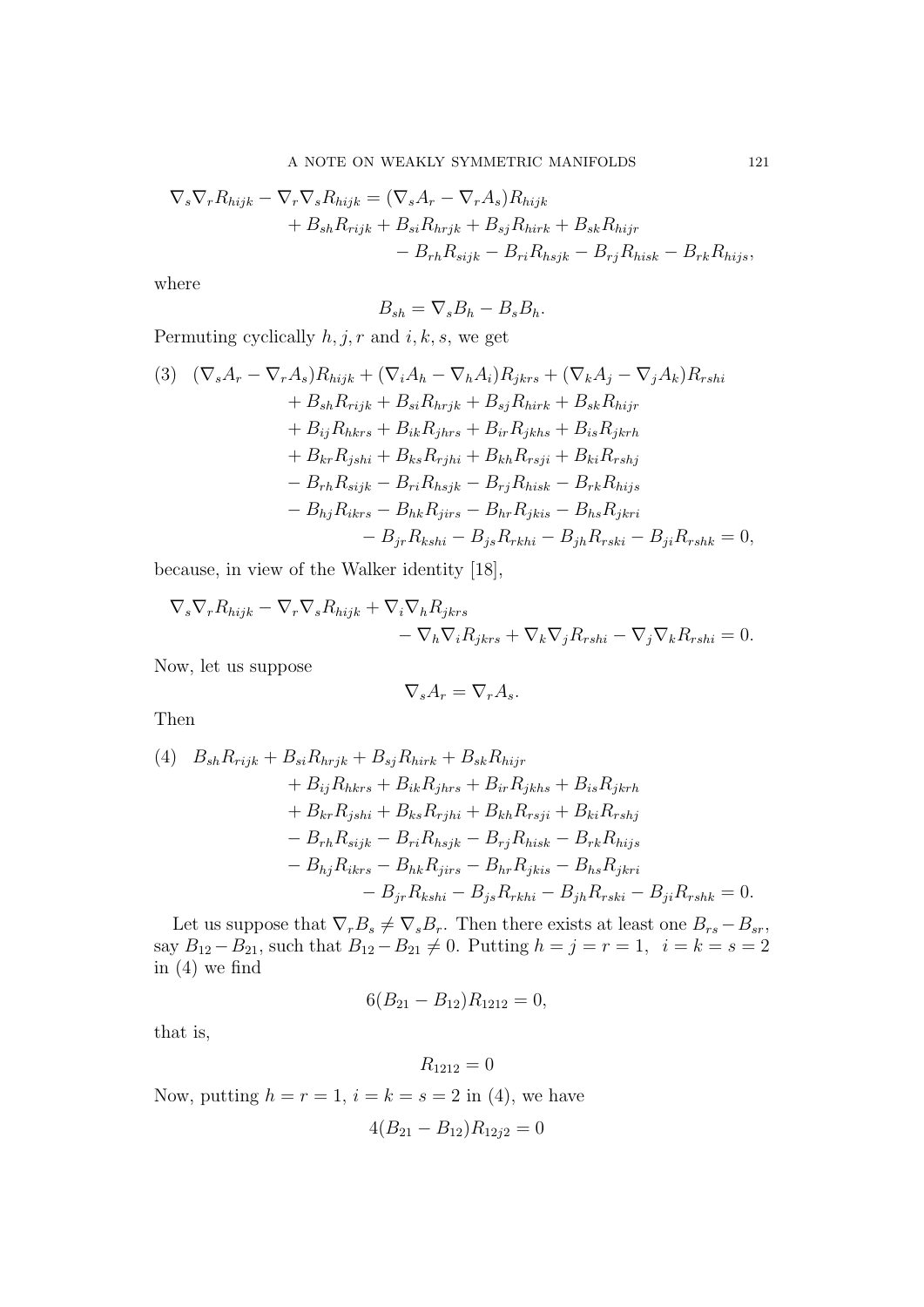$$
\begin{aligned}
\nabla_s \nabla_r R_{hijk} - \nabla_r \nabla_s R_{hijk} = {} & (\nabla_s A_r - \nabla_r A_s) R_{hijk} \\
& + B_{sh} R_{rijk} + B_{si} R_{hrjk} + B_{sj} R_{hirk} + B_{sk} R_{hijr} \\
& \qquad - B_{rh} R_{sijk} - B_{ri} R_{hsjk} - B_{rj} R_{hisk} - B_{rk} R_{hijs},
\end{aligned}
$$

where

$$
B_{sh} = \nabla_s B_h - B_s B_h.
$$

Permuting cyclically $h, j, r$ and $i, k, s$, we get

$$
\begin{aligned}
(3) \quad & (\nabla_s A_r - \nabla_r A_s) R_{hijk} + (\nabla_i A_h - \nabla_h A_i) R_{jkrs} + (\nabla_k A_j - \nabla_j A_k) R_{rshi} \\
& + B_{sh} R_{rijk} + B_{si} R_{hrjk} + B_{sj} R_{hirk} + B_{sk} R_{hijr} \\
& + B_{ij} R_{hkrs} + B_{ik} R_{jhrs} + B_{ir} R_{jkhs} + B_{is} R_{jkrh} \\
& + B_{kr} R_{jshi} + B_{ks} R_{rjhi} + B_{kh} R_{rsji} + B_{ki} R_{rshj} \\
& - B_{rh} R_{sijk} - B_{ri} R_{hsjk} - B_{rj} R_{hisk} - B_{rk} R_{hijs} \\
& - B_{hj} R_{ikrs} - B_{hk} R_{jirs} - B_{hr} R_{jkis} - B_{hs} R_{jkri} \\
& \qquad - B_{jr} R_{kshi} - B_{js} R_{rkhi} - B_{jh} R_{rski} - B_{ji} R_{rshk} = 0,
\end{aligned}
$$

because, in view of the Walker identity [18],

$$
\begin{aligned}
\nabla_s \nabla_r R_{hijk} - \nabla_r \nabla_s R_{hijk} + \nabla_i \nabla_h R_{jkrs} & \\
- \nabla_h \nabla_i R_{jkrs} + \nabla_k \nabla_j R_{rshi} - \nabla_j \nabla_k R_{rshi} &= 0.
\end{aligned}
$$

Now, let us suppose

$$
\nabla_s A_r = \nabla_r A_s.
$$

Then

$$
\begin{aligned}
(4) \quad & B_{sh} R_{rijk} + B_{si} R_{hrjk} + B_{sj} R_{hirk} + B_{sk} R_{hijr} \\
& + B_{ij} R_{hkrs} + B_{ik} R_{jhrs} + B_{ir} R_{jkhs} + B_{is} R_{jkrh} \\
& + B_{kr} R_{jshi} + B_{ks} R_{rjhi} + B_{kh} R_{rsji} + B_{ki} R_{rshj} \\
& - B_{rh} R_{sijk} - B_{ri} R_{hsjk} - B_{rj} R_{hisk} - B_{rk} R_{hijs} \\
& - B_{hj} R_{ikrs} - B_{hk} R_{jirs} - B_{hr} R_{jkis} - B_{hs} R_{jkri} \\
& \qquad - B_{jr} R_{kshi} - B_{js} R_{rkhi} - B_{jh} R_{rski} - B_{ji} R_{rshk} = 0.
\end{aligned}
$$

Let us suppose that $\nabla_r B_s \neq \nabla_s B_r$. Then there exists at least one $B_{rs} - B_{sr}$, say $B_{12} - B_{21}$, such that $B_{12} - B_{21} \neq 0$. Putting $h = j = r = 1, \ \ i = k = s = 2$ in (4) we find

$$
6(B_{21} - B_{12}) R_{1212} = 0,
$$

that is,

$$
R_{1212} = 0
$$

Now, putting $h = r = 1$, $i = k = s = 2$ in (4), we have

$$
4(B_{21} - B_{12}) R_{12j2} = 0
$$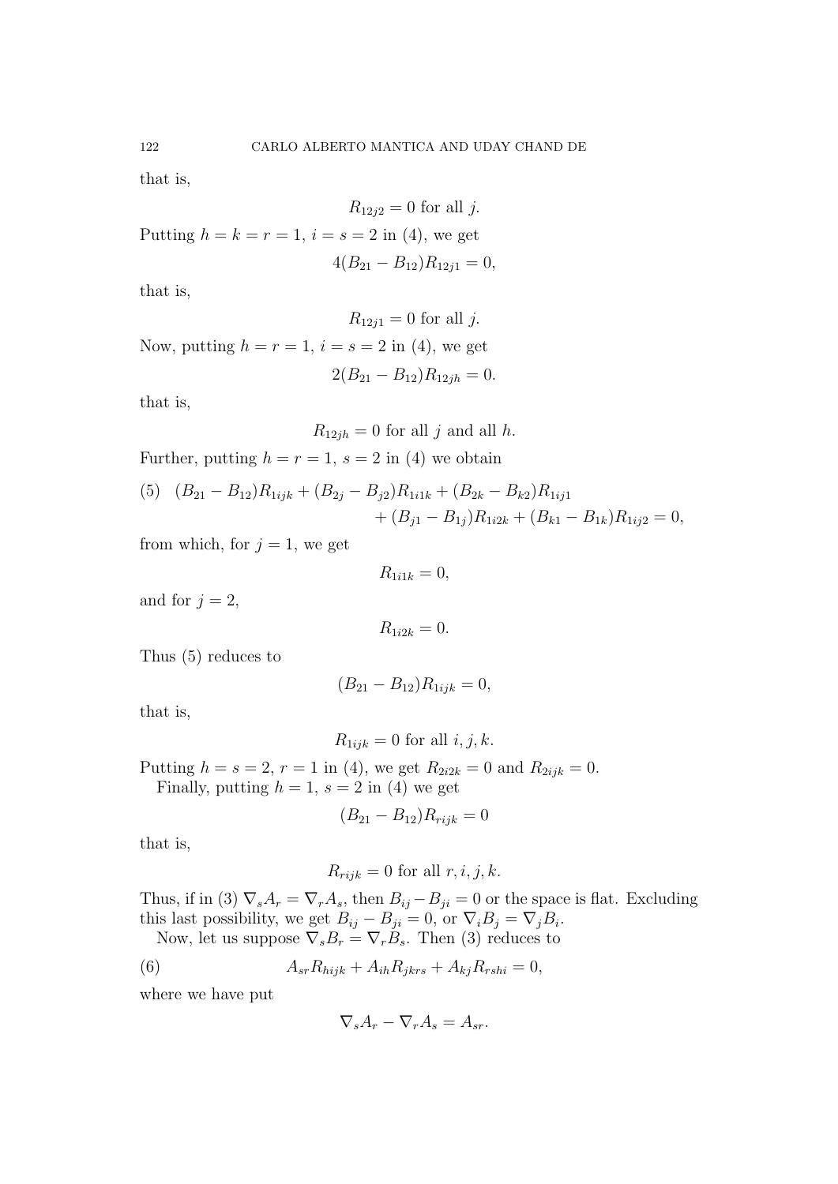that is,

$$R_{12j2} = 0 \text{ for all } j.$$

Putting $h = k = r = 1$, $i = s = 2$ in (4), we get

$$4(B_{21} - B_{12})R_{12j1} = 0,$$

that is,

$$R_{12j1} = 0 \text{ for all } j.$$

Now, putting $h = r = 1$, $i = s = 2$ in (4), we get

$$2(B_{21} - B_{12})R_{12jh} = 0.$$

that is,

$$R_{12jh} = 0 \text{ for all } j \text{ and all } h.$$

Further, putting $h = r = 1$, $s = 2$ in (4) we obtain

$$\begin{aligned}(5)\quad (B_{21} - B_{12})R_{1ijk} + (B_{2j} - B_{j2})R_{1i1k} + (B_{2k} - B_{k2})R_{1ij1} \\ + (B_{j1} - B_{1j})R_{1i2k} + (B_{k1} - B_{1k})R_{1ij2} = 0,\end{aligned}$$

from which, for $j = 1$, we get

$$R_{1i1k} = 0,$$

and for $j = 2$,

$$R_{1i2k} = 0.$$

Thus (5) reduces to

$$(B_{21} - B_{12})R_{1ijk} = 0,$$

that is,

$$R_{1ijk} = 0 \text{ for all } i, j, k.$$

Putting $h = s = 2$, $r = 1$ in (4), we get $R_{2i2k} = 0$ and $R_{2ijk} = 0$.

Finally, putting $h = 1$, $s = 2$ in (4) we get

$$(B_{21} - B_{12})R_{rijk} = 0$$

that is,

$$R_{rijk} = 0 \text{ for all } r, i, j, k.$$

Thus, if in (3) $\nabla_s A_r = \nabla_r A_s$, then $B_{ij} - B_{ji} = 0$ or the space is flat. Excluding this last possibility, we get $B_{ij} - B_{ji} = 0$, or $\nabla_i B_j = \nabla_j B_i$.

Now, let us suppose $\nabla_s B_r = \nabla_r B_s$. Then (3) reduces to

$$A_{sr}R_{hijk} + A_{ih}R_{jkrs} + A_{kj}R_{rshi} = 0, \tag{6}$$

where we have put

$$\nabla_s A_r - \nabla_r A_s = A_{sr}.$$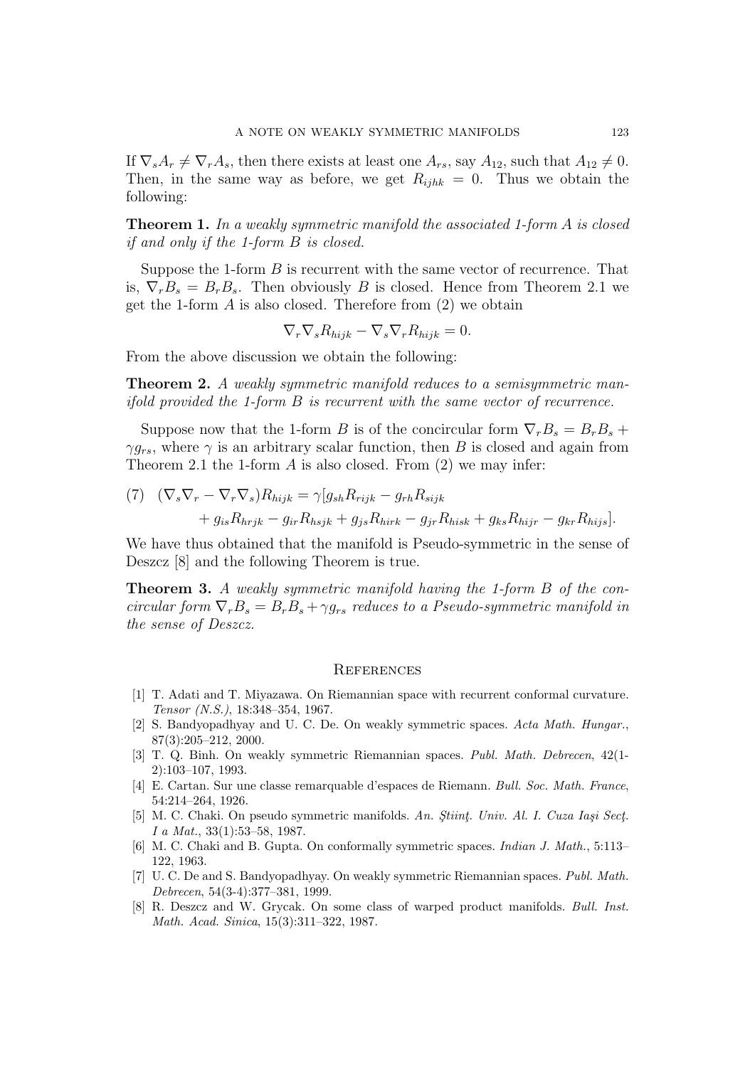If $\nabla_s A_r \neq \nabla_r A_s$, then there exists at least one $A_{rs}$, say $A_{12}$, such that $A_{12} \neq 0$. Then, in the same way as before, we get $R_{ijhk} = 0$. Thus we obtain the following:

**Theorem 1.** *In a weakly symmetric manifold the associated 1-form $A$ is closed if and only if the 1-form $B$ is closed.*

Suppose the 1-form $B$ is recurrent with the same vector of recurrence. That is, $\nabla_r B_s = B_r B_s$. Then obviously $B$ is closed. Hence from Theorem 2.1 we get the 1-form $A$ is also closed. Therefore from (2) we obtain

$$\nabla_r \nabla_s R_{hijk} - \nabla_s \nabla_r R_{hijk} = 0.$$

From the above discussion we obtain the following:

**Theorem 2.** *A weakly symmetric manifold reduces to a semisymmetric manifold provided the 1-form $B$ is recurrent with the same vector of recurrence.*

Suppose now that the 1-form $B$ is of the concircular form $\nabla_r B_s = B_r B_s + \gamma g_{rs}$, where $\gamma$ is an arbitrary scalar function, then $B$ is closed and again from Theorem 2.1 the 1-form $A$ is also closed. From (2) we may infer:

$$(7) \quad (\nabla_s \nabla_r - \nabla_r \nabla_s) R_{hijk} = \gamma [g_{sh} R_{rijk} - g_{rh} R_{sijk} + g_{is} R_{hrjk} - g_{ir} R_{hsjk} + g_{js} R_{hirk} - g_{jr} R_{hisk} + g_{ks} R_{hijr} - g_{kr} R_{hijs}].$$

We have thus obtained that the manifold is Pseudo-symmetric in the sense of Deszcz [8] and the following Theorem is true.

**Theorem 3.** *A weakly symmetric manifold having the 1-form $B$ of the concircular form $\nabla_r B_s = B_r B_s + \gamma g_{rs}$ reduces to a Pseudo-symmetric manifold in the sense of Deszcz.*

## References

[1] T. Adati and T. Miyazawa. On Riemannian space with recurrent conformal curvature. *Tensor (N.S.)*, 18:348–354, 1967.

[2] S. Bandyopadhyay and U. C. De. On weakly symmetric spaces. *Acta Math. Hungar.*, 87(3):205–212, 2000.

[3] T. Q. Binh. On weakly symmetric Riemannian spaces. *Publ. Math. Debrecen*, 42(1-2):103–107, 1993.

[4] E. Cartan. Sur une classe remarquable d'espaces de Riemann. *Bull. Soc. Math. France*, 54:214–264, 1926.

[5] M. C. Chaki. On pseudo symmetric manifolds. *An. Ştiinţ. Univ. Al. I. Cuza Iaşi Secţ. I a Mat.*, 33(1):53–58, 1987.

[6] M. C. Chaki and B. Gupta. On conformally symmetric spaces. *Indian J. Math.*, 5:113–122, 1963.

[7] U. C. De and S. Bandyopadhyay. On weakly symmetric Riemannian spaces. *Publ. Math. Debrecen*, 54(3-4):377–381, 1999.

[8] R. Deszcz and W. Grycak. On some class of warped product manifolds. *Bull. Inst. Math. Acad. Sinica*, 15(3):311–322, 1987.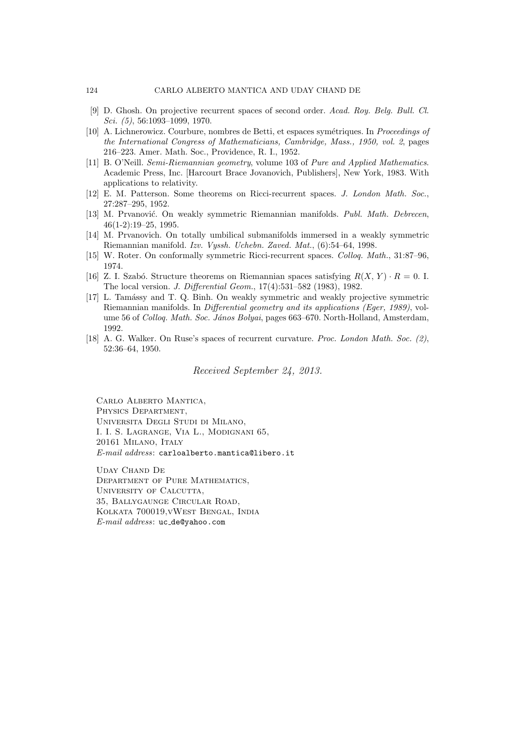[9] D. Ghosh. On projective recurrent spaces of second order. *Acad. Roy. Belg. Bull. Cl. Sci. (5)*, 56:1093–1099, 1970.

[10] A. Lichnerowicz. Courbure, nombres de Betti, et espaces symétriques. In *Proceedings of the International Congress of Mathematicians, Cambridge, Mass., 1950, vol. 2*, pages 216–223. Amer. Math. Soc., Providence, R. I., 1952.

[11] B. O'Neill. *Semi-Riemannian geometry*, volume 103 of *Pure and Applied Mathematics*. Academic Press, Inc. [Harcourt Brace Jovanovich, Publishers], New York, 1983. With applications to relativity.

[12] E. M. Patterson. Some theorems on Ricci-recurrent spaces. *J. London Math. Soc.*, 27:287–295, 1952.

[13] M. Prvanović. On weakly symmetric Riemannian manifolds. *Publ. Math. Debrecen*, 46(1-2):19–25, 1995.

[14] M. Prvanovich. On totally umbilical submanifolds immersed in a weakly symmetric Riemannian manifold. *Izv. Vyssh. Uchebn. Zaved. Mat.*, (6):54–64, 1998.

[15] W. Roter. On conformally symmetric Ricci-recurrent spaces. *Colloq. Math.*, 31:87–96, 1974.

[16] Z. I. Szabó. Structure theorems on Riemannian spaces satisfying $R(X, Y) \cdot R = 0$. I. The local version. *J. Differential Geom.*, 17(4):531–582 (1983), 1982.

[17] L. Tamássy and T. Q. Binh. On weakly symmetric and weakly projective symmetric Riemannian manifolds. In *Differential geometry and its applications (Eger, 1989)*, volume 56 of *Colloq. Math. Soc. János Bolyai*, pages 663–670. North-Holland, Amsterdam, 1992.

[18] A. G. Walker. On Ruse's spaces of recurrent curvature. *Proc. London Math. Soc. (2)*, 52:36–64, 1950.

*Received September 24, 2013.*

Carlo Alberto Mantica,
Physics Department,
Universita Degli Studi di Milano,
I. I. S. Lagrange, Via L., Modignani 65,
20161 Milano, Italy
*E-mail address*: carloalberto.mantica@libero.it

Uday Chand De
Department of Pure Mathematics,
University of Calcutta,
35, Ballygaunge Circular Road,
Kolkata 700019,vWest Bengal, India
*E-mail address*: uc_de@yahoo.com